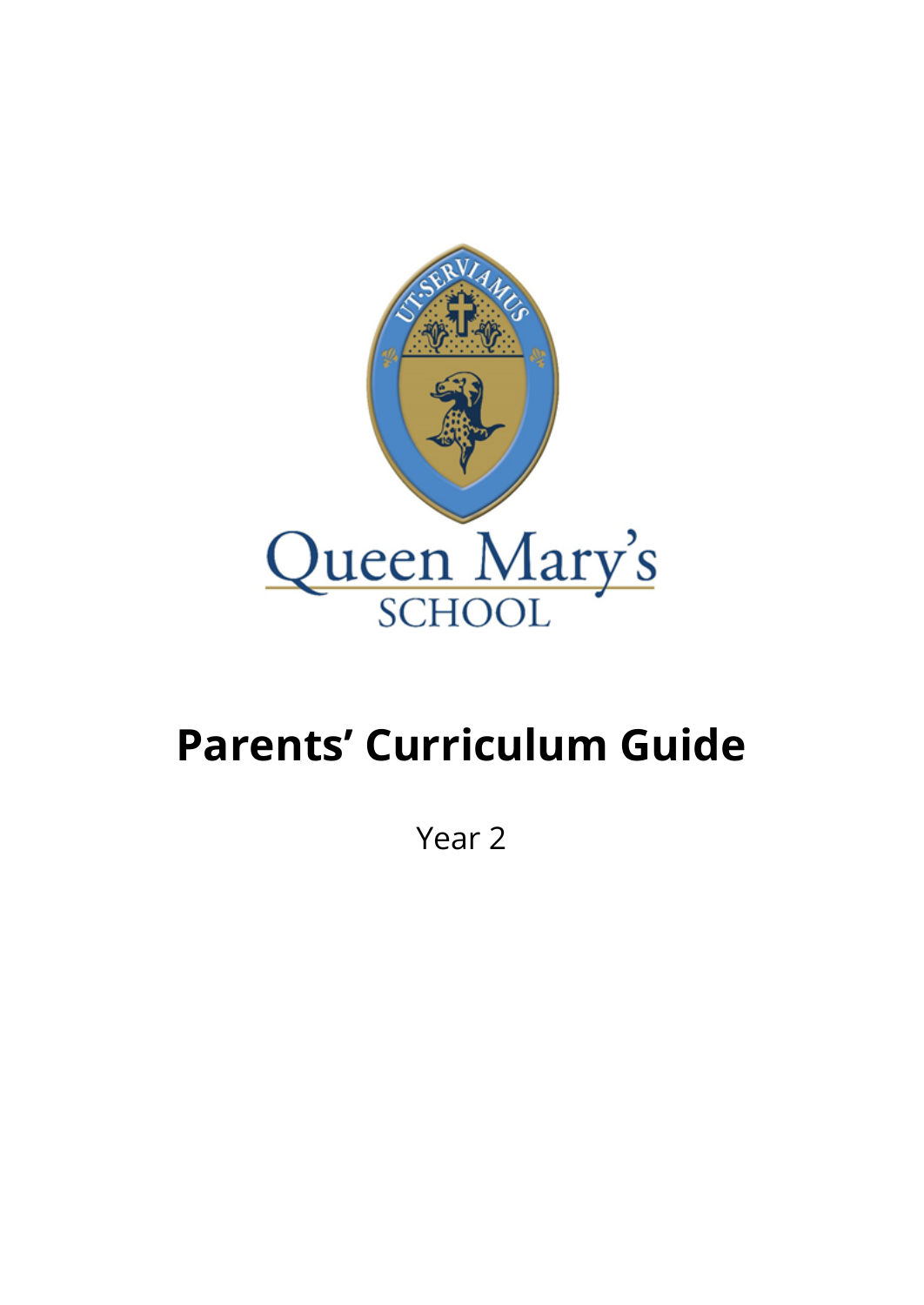# Parents' Curriculum Guide

Year 2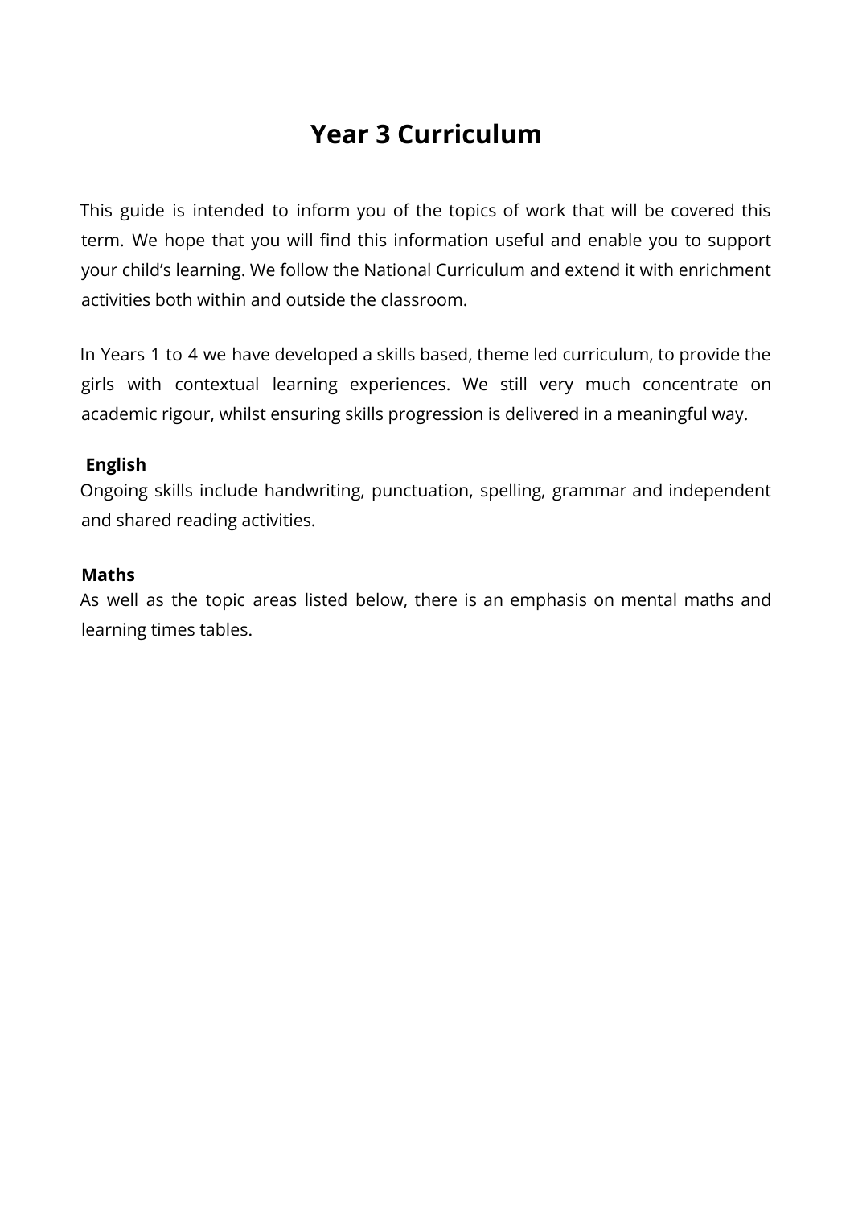# Year 3 Curriculum

This guide is intended to inform you of the topics of work that will be covered this term. We hope that you will find this information useful and enable you to support your child's learning. We follow the National Curriculum and extend it with enrichment activities both within and outside the classroom.

In Years 1 to 4 we have developed a skills based, theme led curriculum, to provide the girls with contextual learning experiences. We still very much concentrate on academic rigour, whilst ensuring skills progression is delivered in a meaningful way.

**English**

Ongoing skills include handwriting, punctuation, spelling, grammar and independent and shared reading activities.

**Maths**

As well as the topic areas listed below, there is an emphasis on mental maths and learning times tables.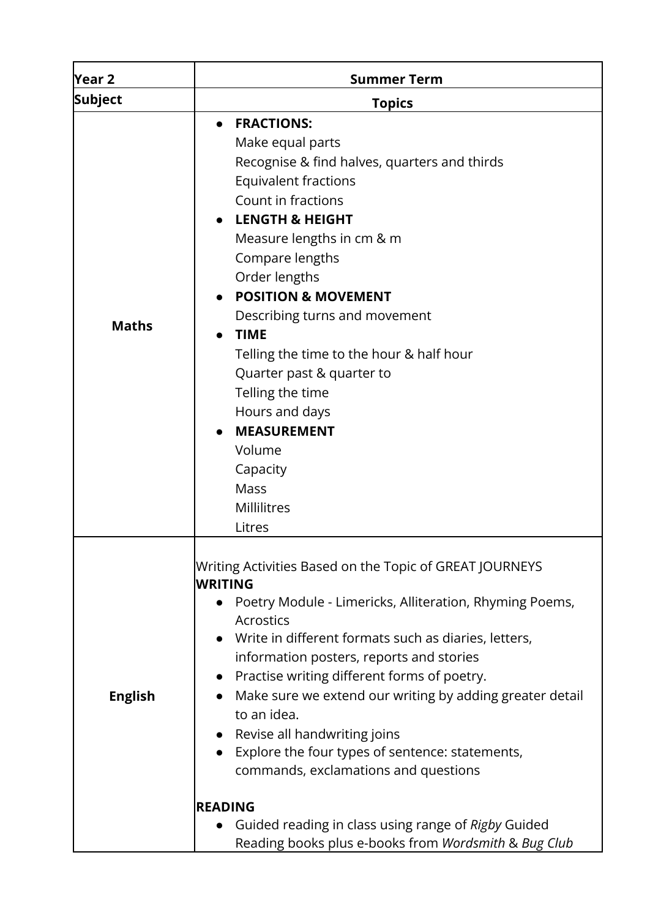| Year 2 | Summer Term |
|---|---|
| **Subject** | **Topics** |
| **Maths** | • **FRACTIONS:**<br>Make equal parts<br>Recognise & find halves, quarters and thirds<br>Equivalent fractions<br>Count in fractions<br>• **LENGTH & HEIGHT**<br>Measure lengths in cm & m<br>Compare lengths<br>Order lengths<br>• **POSITION & MOVEMENT**<br>Describing turns and movement<br>• **TIME**<br>Telling the time to the hour & half hour<br>Quarter past & quarter to<br>Telling the time<br>Hours and days<br>• **MEASUREMENT**<br>Volume<br>Capacity<br>Mass<br>Millilitres<br>Litres |
| **English** | Writing Activities Based on the Topic of GREAT JOURNEYS<br>**WRITING**<br>• Poetry Module - Limericks, Alliteration, Rhyming Poems, Acrostics<br>• Write in different formats such as diaries, letters, information posters, reports and stories<br>• Practise writing different forms of poetry.<br>• Make sure we extend our writing by adding greater detail to an idea.<br>• Revise all handwriting joins<br>• Explore the four types of sentence: statements, commands, exclamations and questions<br><br>**READING**<br>• Guided reading in class using range of *Rigby* Guided Reading books plus e-books from *Wordsmith* & *Bug Club* |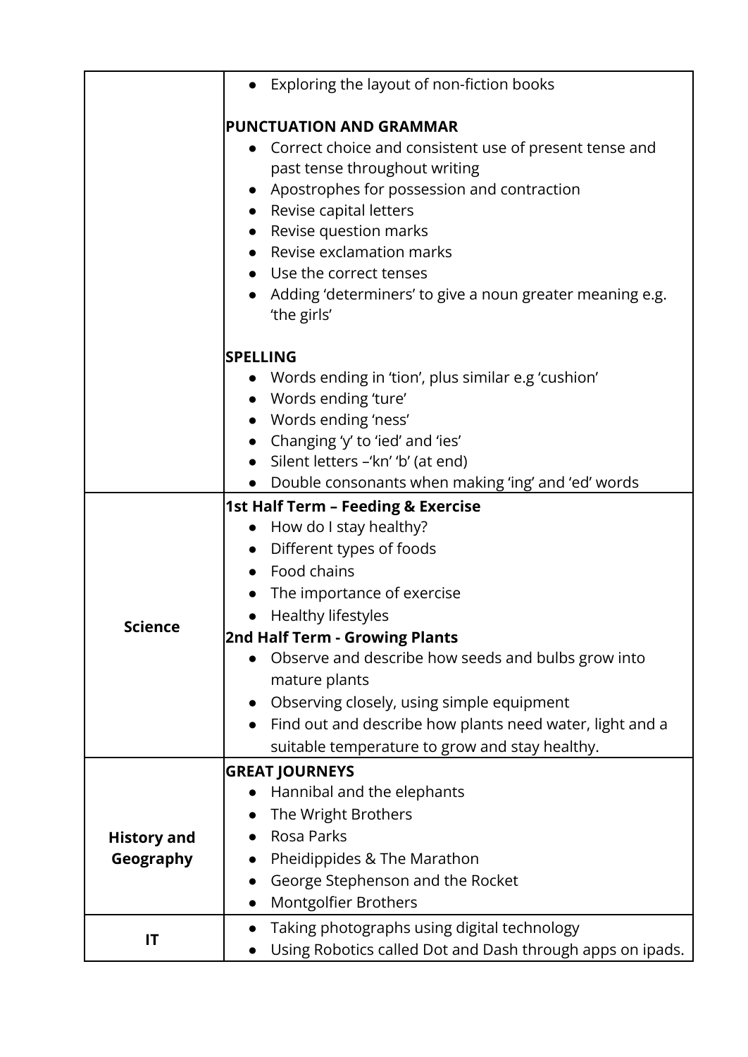| | |
|---|---|
| | • Exploring the layout of non-fiction books<br><br>**PUNCTUATION AND GRAMMAR**<br>• Correct choice and consistent use of present tense and past tense throughout writing<br>• Apostrophes for possession and contraction<br>• Revise capital letters<br>• Revise question marks<br>• Revise exclamation marks<br>• Use the correct tenses<br>• Adding 'determiners' to give a noun greater meaning e.g. 'the girls'<br><br>**SPELLING**<br>• Words ending in 'tion', plus similar e.g 'cushion'<br>• Words ending 'ture'<br>• Words ending 'ness'<br>• Changing 'y' to 'ied' and 'ies'<br>• Silent letters –'kn' 'b' (at end)<br>• Double consonants when making 'ing' and 'ed' words |
| **Science** | **1st Half Term – Feeding & Exercise**<br>• How do I stay healthy?<br>• Different types of foods<br>• Food chains<br>• The importance of exercise<br>• Healthy lifestyles<br>**2nd Half Term - Growing Plants**<br>• Observe and describe how seeds and bulbs grow into mature plants<br>• Observing closely, using simple equipment<br>• Find out and describe how plants need water, light and a suitable temperature to grow and stay healthy. |
| **History and Geography** | **GREAT JOURNEYS**<br>• Hannibal and the elephants<br>• The Wright Brothers<br>• Rosa Parks<br>• Pheidippides & The Marathon<br>• George Stephenson and the Rocket<br>• Montgolfier Brothers |
| **IT** | • Taking photographs using digital technology<br>• Using Robotics called Dot and Dash through apps on ipads. |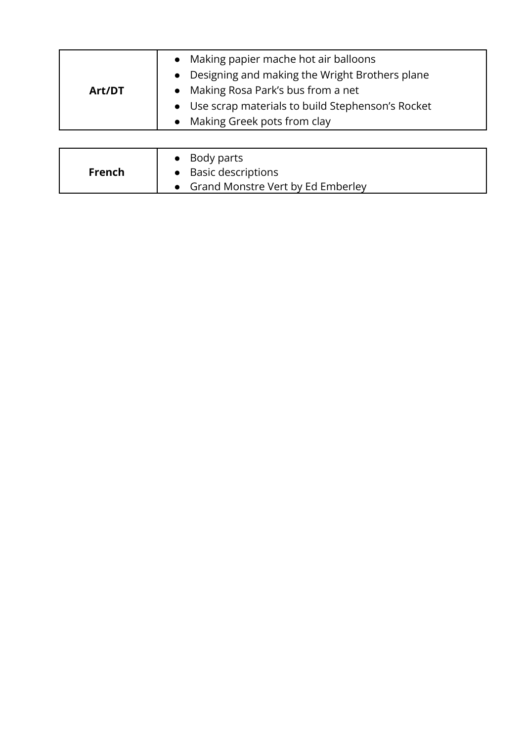| | |
|---|---|
| **Art/DT** | • Making papier mache hot air balloons<br>• Designing and making the Wright Brothers plane<br>• Making Rosa Park's bus from a net<br>• Use scrap materials to build Stephenson's Rocket<br>• Making Greek pots from clay |

| | |
|---|---|
| **French** | • Body parts<br>• Basic descriptions<br>• Grand Monstre Vert by Ed Emberley |